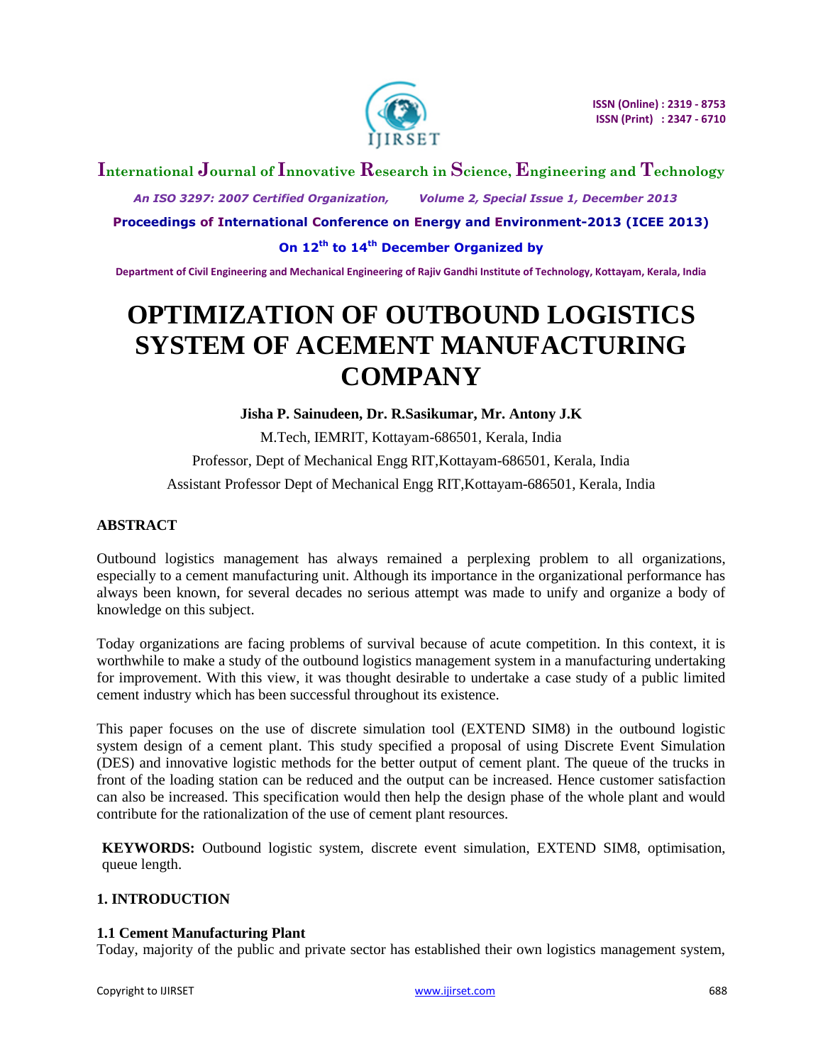# OPTIMIZATION OF OUTBOUND LOGISTICS SYSTEM OF ACEMENT MANUFACTURING COMPANY

**Jisha P. Sainudeen, Dr. R.Sasikumar, Mr. Antony J.K**

M.Tech, IEMRIT, Kottayam-686501, Kerala, India

Professor, Dept of Mechanical Engg RIT,Kottayam-686501, Kerala, India

Assistant Professor Dept of Mechanical Engg RIT,Kottayam-686501, Kerala, India

## ABSTRACT

Outbound logistics management has always remained a perplexing problem to all organizations, especially to a cement manufacturing unit. Although its importance in the organizational performance has always been known, for several decades no serious attempt was made to unify and organize a body of knowledge on this subject.

Today organizations are facing problems of survival because of acute competition. In this context, it is worthwhile to make a study of the outbound logistics management system in a manufacturing undertaking for improvement. With this view, it was thought desirable to undertake a case study of a public limited cement industry which has been successful throughout its existence.

This paper focuses on the use of discrete simulation tool (EXTEND SIM8) in the outbound logistic system design of a cement plant. This study specified a proposal of using Discrete Event Simulation (DES) and innovative logistic methods for the better output of cement plant. The queue of the trucks in front of the loading station can be reduced and the output can be increased. Hence customer satisfaction can also be increased. This specification would then help the design phase of the whole plant and would contribute for the rationalization of the use of cement plant resources.

**KEYWORDS:** Outbound logistic system, discrete event simulation, EXTEND SIM8, optimisation, queue length.

## 1. INTRODUCTION

### 1.1 Cement Manufacturing Plant

Today, majority of the public and private sector has established their own logistics management system,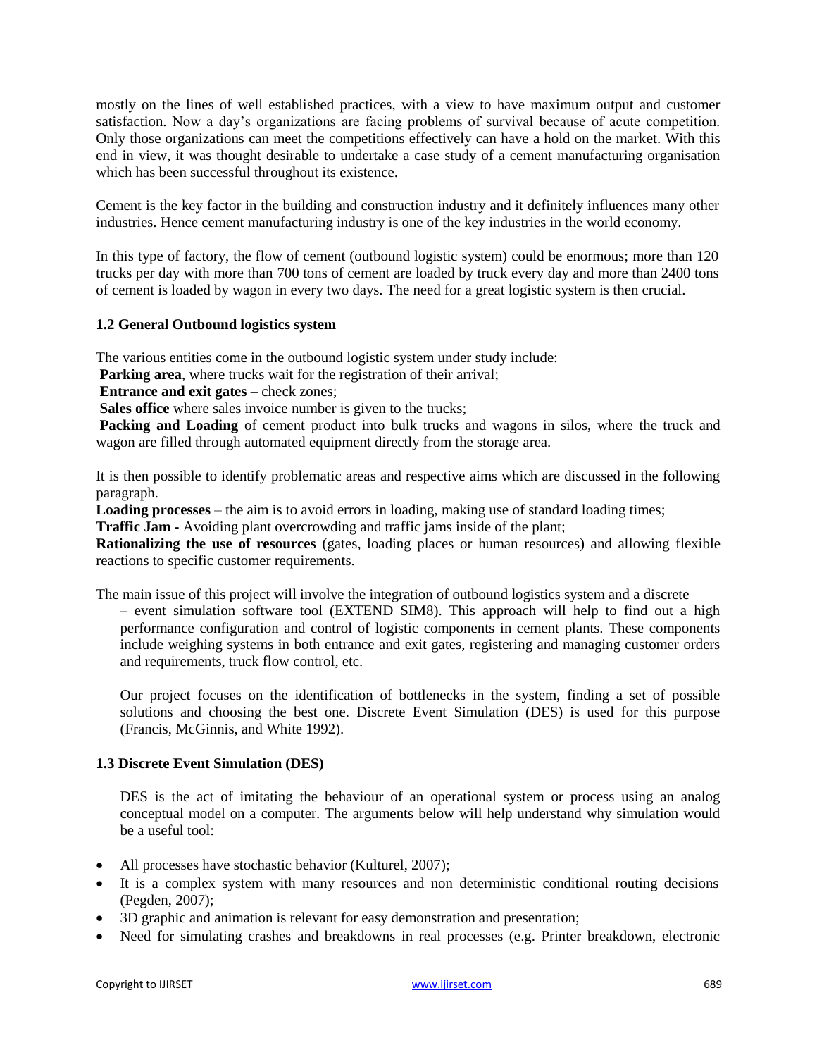mostly on the lines of well established practices, with a view to have maximum output and customer satisfaction. Now a day's organizations are facing problems of survival because of acute competition. Only those organizations can meet the competitions effectively can have a hold on the market. With this end in view, it was thought desirable to undertake a case study of a cement manufacturing organisation which has been successful throughout its existence.

Cement is the key factor in the building and construction industry and it definitely influences many other industries. Hence cement manufacturing industry is one of the key industries in the world economy.

In this type of factory, the flow of cement (outbound logistic system) could be enormous; more than 120 trucks per day with more than 700 tons of cement are loaded by truck every day and more than 2400 tons of cement is loaded by wagon in every two days. The need for a great logistic system is then crucial.

### 1.2 General Outbound logistics system

The various entities come in the outbound logistic system under study include:

**Parking area**, where trucks wait for the registration of their arrival;

**Entrance and exit gates –** check zones;

**Sales office** where sales invoice number is given to the trucks;

**Packing and Loading** of cement product into bulk trucks and wagons in silos, where the truck and wagon are filled through automated equipment directly from the storage area.

It is then possible to identify problematic areas and respective aims which are discussed in the following paragraph.

**Loading processes** – the aim is to avoid errors in loading, making use of standard loading times;

**Traffic Jam** - Avoiding plant overcrowding and traffic jams inside of the plant;

**Rationalizing the use of resources** (gates, loading places or human resources) and allowing flexible reactions to specific customer requirements.

The main issue of this project will involve the integration of outbound logistics system and a discrete – event simulation software tool (EXTEND SIM8). This approach will help to find out a high performance configuration and control of logistic components in cement plants. These components include weighing systems in both entrance and exit gates, registering and managing customer orders and requirements, truck flow control, etc.

Our project focuses on the identification of bottlenecks in the system, finding a set of possible solutions and choosing the best one. Discrete Event Simulation (DES) is used for this purpose (Francis, McGinnis, and White 1992).

### 1.3 Discrete Event Simulation (DES)

DES is the act of imitating the behaviour of an operational system or process using an analog conceptual model on a computer. The arguments below will help understand why simulation would be a useful tool:

- All processes have stochastic behavior (Kulturel, 2007);
- It is a complex system with many resources and non deterministic conditional routing decisions (Pegden, 2007);
- 3D graphic and animation is relevant for easy demonstration and presentation;
- Need for simulating crashes and breakdowns in real processes (e.g. Printer breakdown, electronic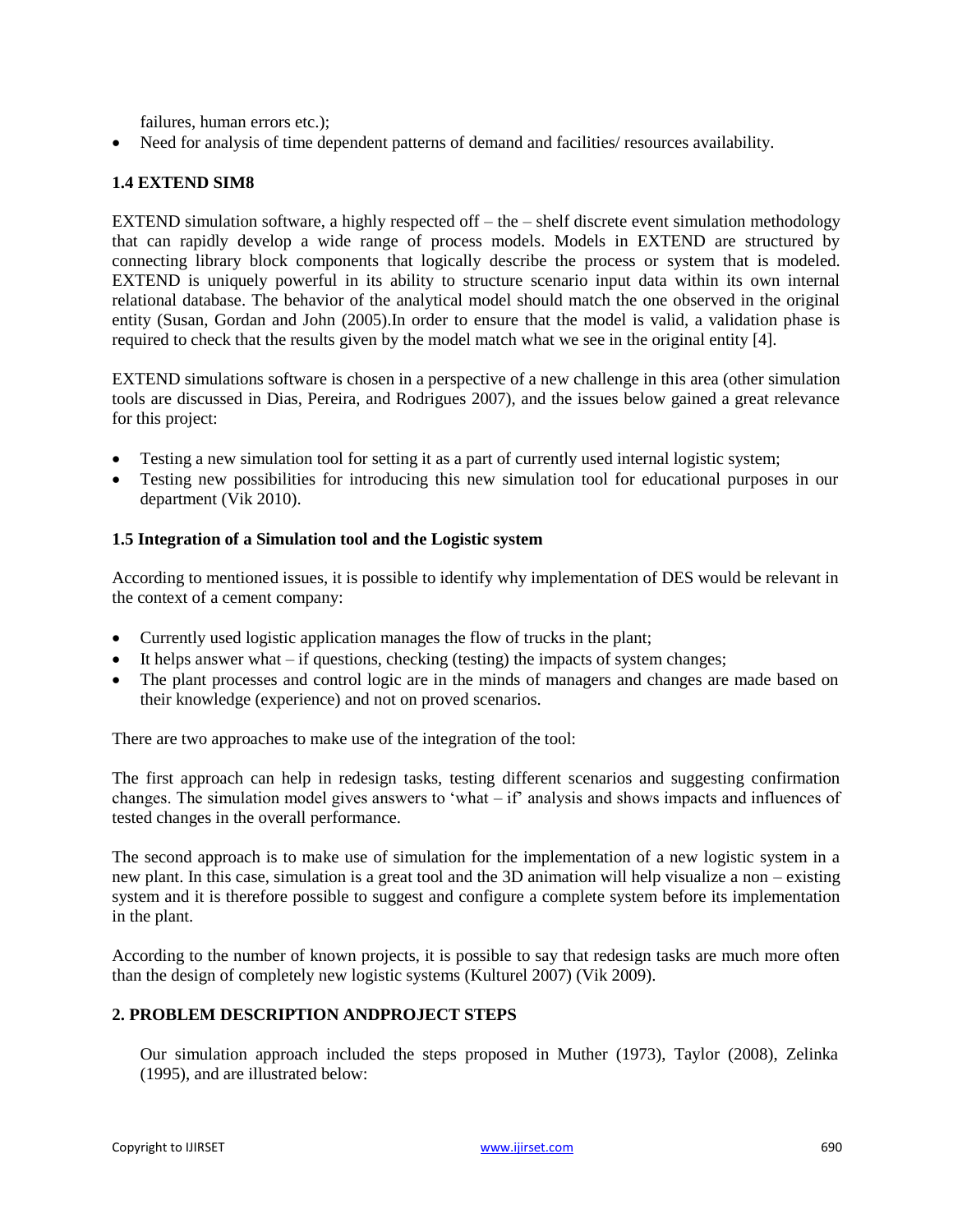failures, human errors etc.);

- Need for analysis of time dependent patterns of demand and facilities/ resources availability.

### 1.4 EXTEND SIM8

EXTEND simulation software, a highly respected off – the – shelf discrete event simulation methodology that can rapidly develop a wide range of process models. Models in EXTEND are structured by connecting library block components that logically describe the process or system that is modeled. EXTEND is uniquely powerful in its ability to structure scenario input data within its own internal relational database. The behavior of the analytical model should match the one observed in the original entity (Susan, Gordan and John (2005).In order to ensure that the model is valid, a validation phase is required to check that the results given by the model match what we see in the original entity [4].

EXTEND simulations software is chosen in a perspective of a new challenge in this area (other simulation tools are discussed in Dias, Pereira, and Rodrigues 2007), and the issues below gained a great relevance for this project:

- Testing a new simulation tool for setting it as a part of currently used internal logistic system;
- Testing new possibilities for introducing this new simulation tool for educational purposes in our department (Vik 2010).

### 1.5 Integration of a Simulation tool and the Logistic system

According to mentioned issues, it is possible to identify why implementation of DES would be relevant in the context of a cement company:

- Currently used logistic application manages the flow of trucks in the plant;
- It helps answer what – if questions, checking (testing) the impacts of system changes;
- The plant processes and control logic are in the minds of managers and changes are made based on their knowledge (experience) and not on proved scenarios.

There are two approaches to make use of the integration of the tool:

The first approach can help in redesign tasks, testing different scenarios and suggesting confirmation changes. The simulation model gives answers to 'what – if' analysis and shows impacts and influences of tested changes in the overall performance.

The second approach is to make use of simulation for the implementation of a new logistic system in a new plant. In this case, simulation is a great tool and the 3D animation will help visualize a non – existing system and it is therefore possible to suggest and configure a complete system before its implementation in the plant.

According to the number of known projects, it is possible to say that redesign tasks are much more often than the design of completely new logistic systems (Kulturel 2007) (Vik 2009).

## 2. PROBLEM DESCRIPTION ANDPROJECT STEPS

Our simulation approach included the steps proposed in Muther (1973), Taylor (2008), Zelinka (1995), and are illustrated below: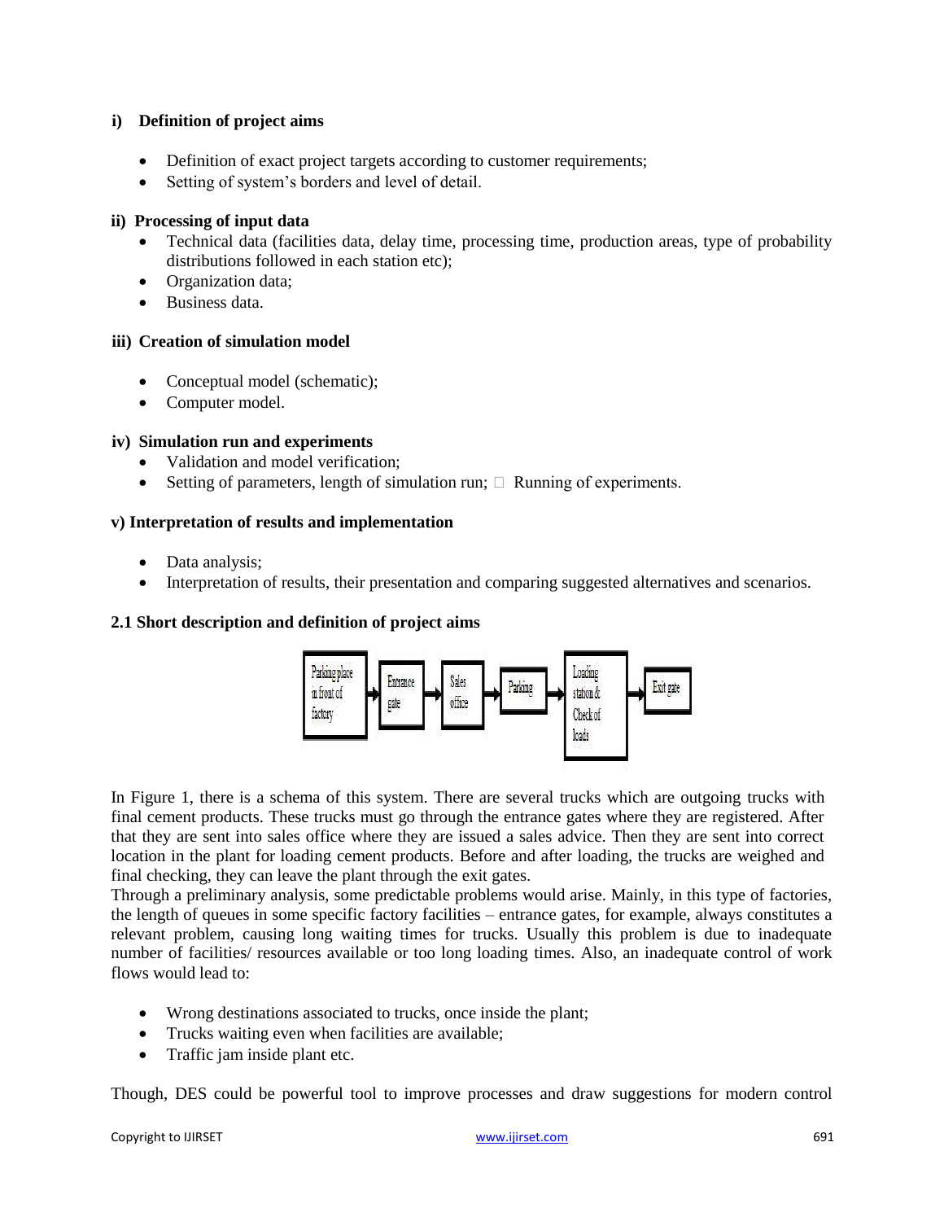**i) Definition of project aims**

- Definition of exact project targets according to customer requirements;
- Setting of system's borders and level of detail.

**ii) Processing of input data**

- Technical data (facilities data, delay time, processing time, production areas, type of probability distributions followed in each station etc);
- Organization data;
- Business data.

**iii) Creation of simulation model**

- Conceptual model (schematic);
- Computer model.

**iv) Simulation run and experiments**

- Validation and model verification;
- Setting of parameters, length of simulation run;  Running of experiments.

**v) Interpretation of results and implementation**

- Data analysis;
- Interpretation of results, their presentation and comparing suggested alternatives and scenarios.

**2.1 Short description and definition of project aims**

Parking place in front of factory → Entrance gate → Sales office → Parking → Loading station & Check of loads → Exit gate

In Figure 1, there is a schema of this system. There are several trucks which are outgoing trucks with final cement products. These trucks must go through the entrance gates where they are registered. After that they are sent into sales office where they are issued a sales advice. Then they are sent into correct location in the plant for loading cement products. Before and after loading, the trucks are weighed and final checking, they can leave the plant through the exit gates.

Through a preliminary analysis, some predictable problems would arise. Mainly, in this type of factories, the length of queues in some specific factory facilities – entrance gates, for example, always constitutes a relevant problem, causing long waiting times for trucks. Usually this problem is due to inadequate number of facilities/ resources available or too long loading times. Also, an inadequate control of work flows would lead to:

- Wrong destinations associated to trucks, once inside the plant;
- Trucks waiting even when facilities are available;
- Traffic jam inside plant etc.

Though, DES could be powerful tool to improve processes and draw suggestions for modern control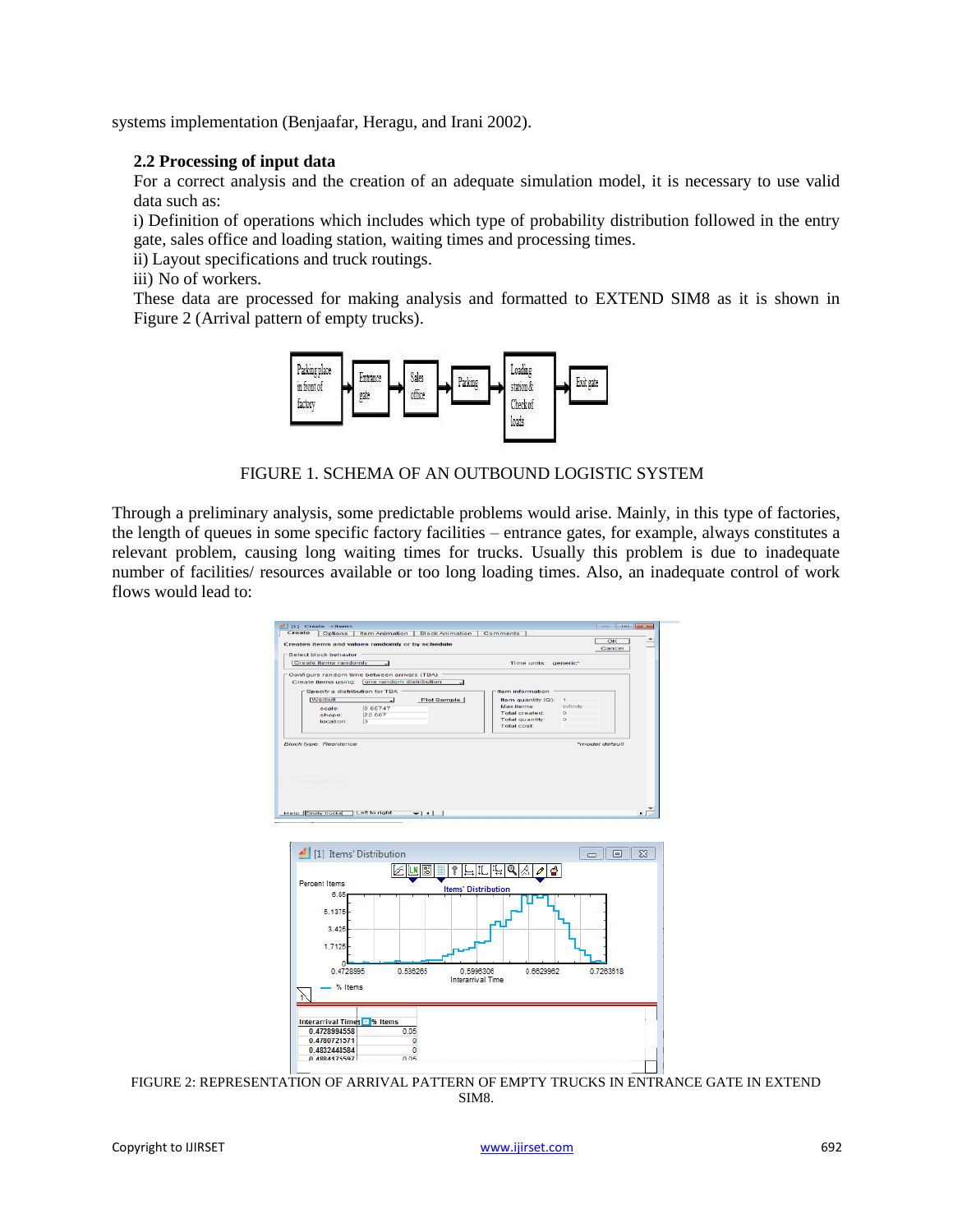systems implementation (Benjaafar, Heragu, and Irani 2002).

### 2.2 Processing of input data

For a correct analysis and the creation of an adequate simulation model, it is necessary to use valid data such as:

i) Definition of operations which includes which type of probability distribution followed in the entry gate, sales office and loading station, waiting times and processing times.

ii) Layout specifications and truck routings.

iii) No of workers.

These data are processed for making analysis and formatted to EXTEND SIM8 as it is shown in Figure 2 (Arrival pattern of empty trucks).

FIGURE 1. SCHEMA OF AN OUTBOUND LOGISTIC SYSTEM

Through a preliminary analysis, some predictable problems would arise. Mainly, in this type of factories, the length of queues in some specific factory facilities – entrance gates, for example, always constitutes a relevant problem, causing long waiting times for trucks. Usually this problem is due to inadequate number of facilities/ resources available or too long loading times. Also, an inadequate control of work flows would lead to:

FIGURE 2: REPRESENTATION OF ARRIVAL PATTERN OF EMPTY TRUCKS IN ENTRANCE GATE IN EXTEND SIM8.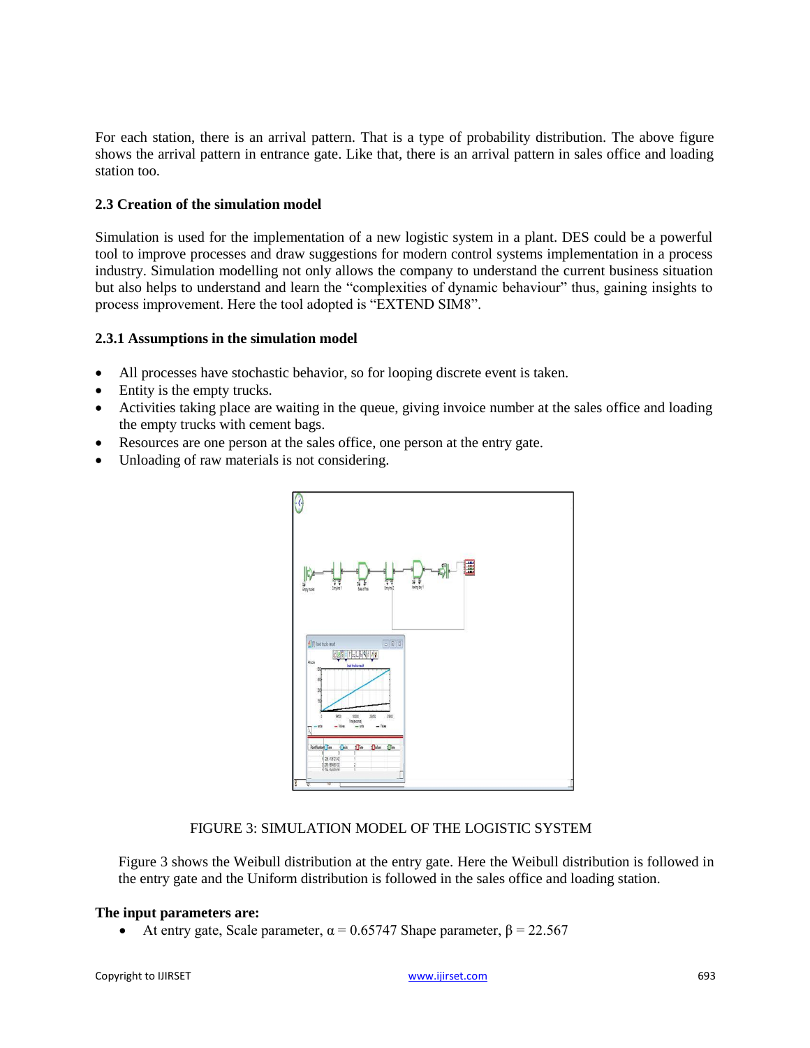For each station, there is an arrival pattern. That is a type of probability distribution. The above figure shows the arrival pattern in entrance gate. Like that, there is an arrival pattern in sales office and loading station too.

### 2.3 Creation of the simulation model

Simulation is used for the implementation of a new logistic system in a plant. DES could be a powerful tool to improve processes and draw suggestions for modern control systems implementation in a process industry. Simulation modelling not only allows the company to understand the current business situation but also helps to understand and learn the "complexities of dynamic behaviour" thus, gaining insights to process improvement. Here the tool adopted is "EXTEND SIM8".

#### 2.3.1 Assumptions in the simulation model

- All processes have stochastic behavior, so for looping discrete event is taken.
- Entity is the empty trucks.
- Activities taking place are waiting in the queue, giving invoice number at the sales office and loading the empty trucks with cement bags.
- Resources are one person at the sales office, one person at the entry gate.
- Unloading of raw materials is not considering.

FIGURE 3: SIMULATION MODEL OF THE LOGISTIC SYSTEM

Figure 3 shows the Weibull distribution at the entry gate. Here the Weibull distribution is followed in the entry gate and the Uniform distribution is followed in the sales office and loading station.

**The input parameters are:**

- At entry gate, Scale parameter, $\alpha = 0.65747$ Shape parameter, $\beta = 22.567$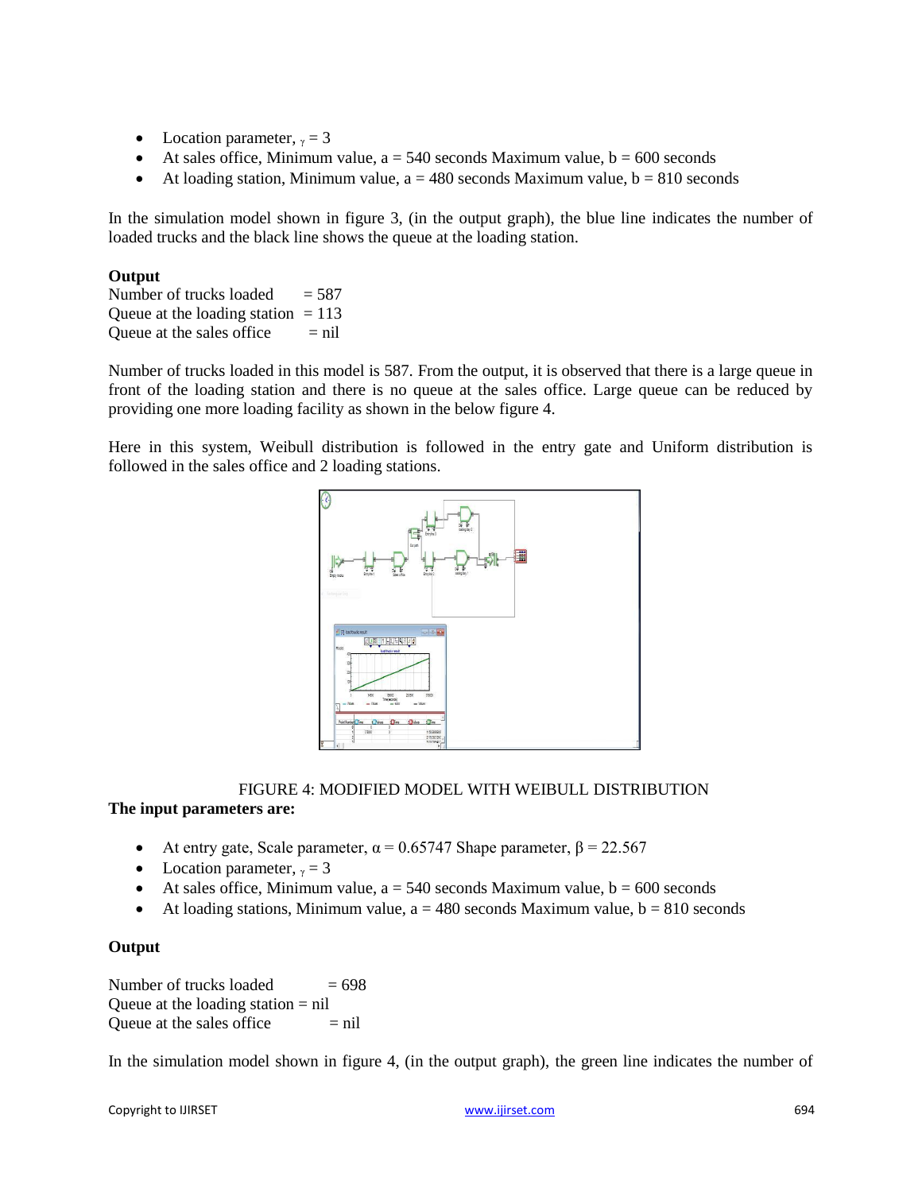- Location parameter, $\gamma = 3$
- At sales office, Minimum value, a = 540 seconds Maximum value, b = 600 seconds
- At loading station, Minimum value, a = 480 seconds Maximum value, b = 810 seconds

In the simulation model shown in figure 3, (in the output graph), the blue line indicates the number of loaded trucks and the black line shows the queue at the loading station.

**Output**

Number of trucks loaded = 587
Queue at the loading station = 113
Queue at the sales office = nil

Number of trucks loaded in this model is 587. From the output, it is observed that there is a large queue in front of the loading station and there is no queue at the sales office. Large queue can be reduced by providing one more loading facility as shown in the below figure 4.

Here in this system, Weibull distribution is followed in the entry gate and Uniform distribution is followed in the sales office and 2 loading stations.

FIGURE 4: MODIFIED MODEL WITH WEIBULL DISTRIBUTION

**The input parameters are:**

- At entry gate, Scale parameter, $\alpha = 0.65747$ Shape parameter, $\beta = 22.567$
- Location parameter, $\gamma = 3$
- At sales office, Minimum value, a = 540 seconds Maximum value, b = 600 seconds
- At loading stations, Minimum value, a = 480 seconds Maximum value, b = 810 seconds

**Output**

Number of trucks loaded = 698
Queue at the loading station = nil
Queue at the sales office = nil

In the simulation model shown in figure 4, (in the output graph), the green line indicates the number of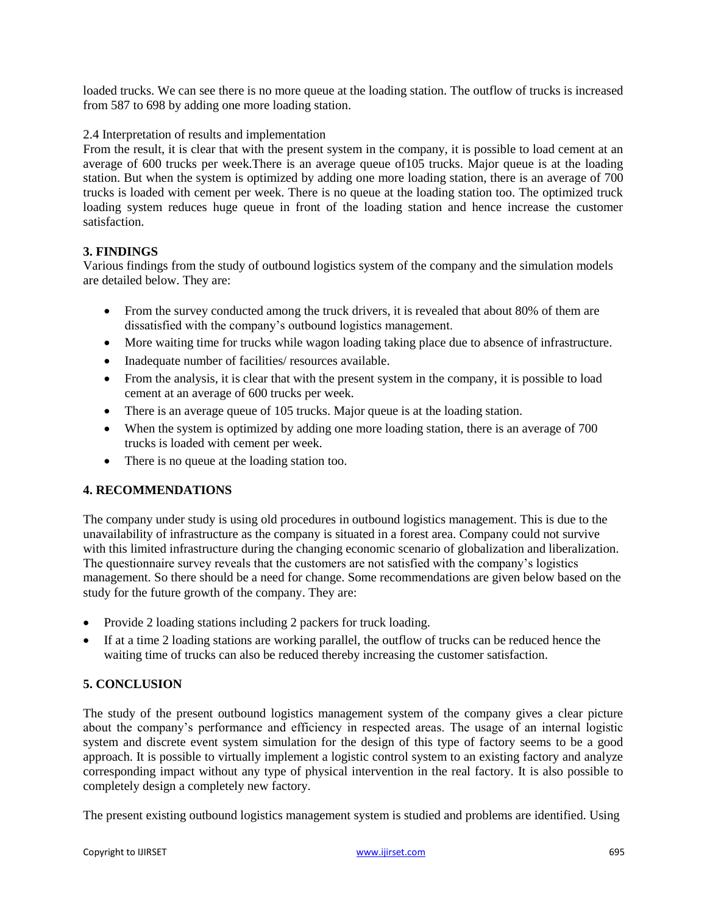loaded trucks. We can see there is no more queue at the loading station. The outflow of trucks is increased from 587 to 698 by adding one more loading station.

2.4 Interpretation of results and implementation

From the result, it is clear that with the present system in the company, it is possible to load cement at an average of 600 trucks per week.There is an average queue of105 trucks. Major queue is at the loading station. But when the system is optimized by adding one more loading station, there is an average of 700 trucks is loaded with cement per week. There is no queue at the loading station too. The optimized truck loading system reduces huge queue in front of the loading station and hence increase the customer satisfaction.

## 3. FINDINGS

Various findings from the study of outbound logistics system of the company and the simulation models are detailed below. They are:

- From the survey conducted among the truck drivers, it is revealed that about 80% of them are dissatisfied with the company's outbound logistics management.
- More waiting time for trucks while wagon loading taking place due to absence of infrastructure.
- Inadequate number of facilities/ resources available.
- From the analysis, it is clear that with the present system in the company, it is possible to load cement at an average of 600 trucks per week.
- There is an average queue of 105 trucks. Major queue is at the loading station.
- When the system is optimized by adding one more loading station, there is an average of 700 trucks is loaded with cement per week.
- There is no queue at the loading station too.

## 4. RECOMMENDATIONS

The company under study is using old procedures in outbound logistics management. This is due to the unavailability of infrastructure as the company is situated in a forest area. Company could not survive with this limited infrastructure during the changing economic scenario of globalization and liberalization. The questionnaire survey reveals that the customers are not satisfied with the company's logistics management. So there should be a need for change. Some recommendations are given below based on the study for the future growth of the company. They are:

- Provide 2 loading stations including 2 packers for truck loading.
- If at a time 2 loading stations are working parallel, the outflow of trucks can be reduced hence the waiting time of trucks can also be reduced thereby increasing the customer satisfaction.

## 5. CONCLUSION

The study of the present outbound logistics management system of the company gives a clear picture about the company's performance and efficiency in respected areas. The usage of an internal logistic system and discrete event system simulation for the design of this type of factory seems to be a good approach. It is possible to virtually implement a logistic control system to an existing factory and analyze corresponding impact without any type of physical intervention in the real factory. It is also possible to completely design a completely new factory.

The present existing outbound logistics management system is studied and problems are identified. Using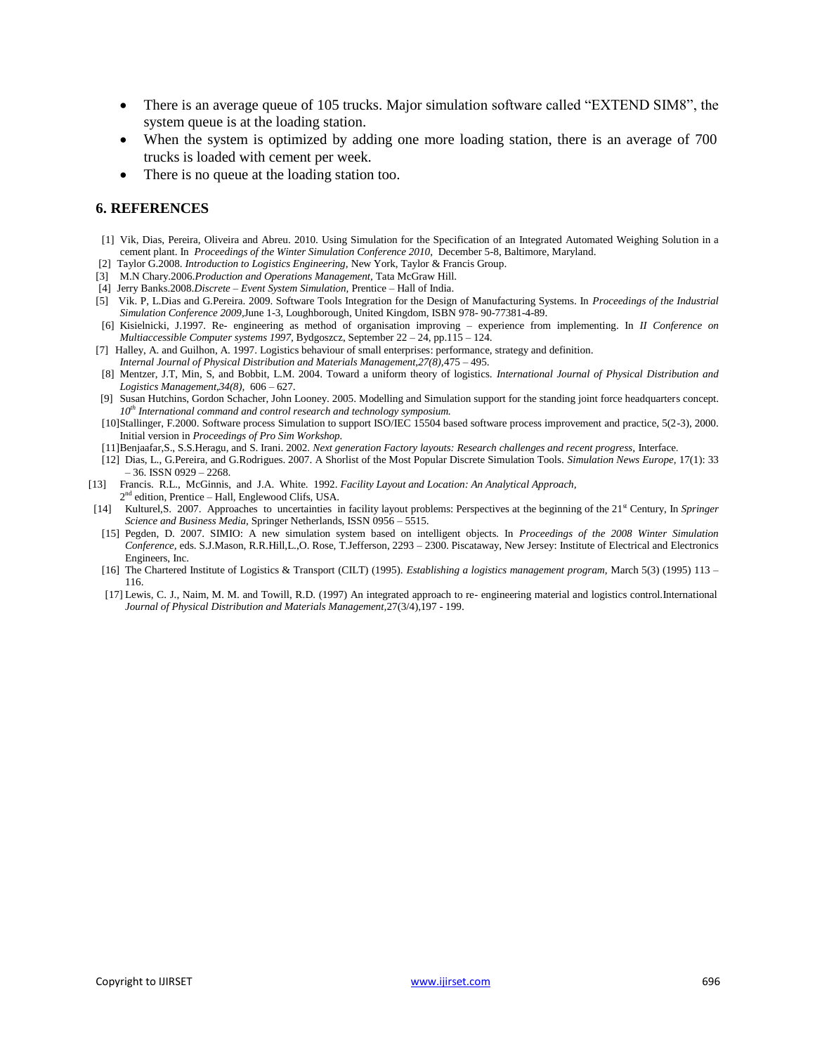- There is an average queue of 105 trucks. Major simulation software called "EXTEND SIM8", the system queue is at the loading station.
- When the system is optimized by adding one more loading station, there is an average of 700 trucks is loaded with cement per week.
- There is no queue at the loading station too.

## 6. REFERENCES

[1] Vik, Dias, Pereira, Oliveira and Abreu. 2010. Using Simulation for the Specification of an Integrated Automated Weighing Solution in a cement plant. In *Proceedings of the Winter Simulation Conference 2010*, December 5-8, Baltimore, Maryland.

[2] Taylor G.2008. *Introduction to Logistics Engineering*, New York, Taylor & Francis Group.

[3] M.N Chary.2006.*Production and Operations Management*, Tata McGraw Hill.

[4] Jerry Banks.2008.*Discrete – Event System Simulation*, Prentice – Hall of India.

[5] Vik. P, L.Dias and G.Pereira. 2009. Software Tools Integration for the Design of Manufacturing Systems. In *Proceedings of the Industrial Simulation Conference 2009*,June 1-3, Loughborough, United Kingdom, ISBN 978- 90-77381-4-89.

[6] Kisielnicki, J.1997. Re- engineering as method of organisation improving – experience from implementing. In *II Conference on Multiaccessible Computer systems 1997*, Bydgoszcz, September 22 – 24, pp.115 – 124.

[7] Halley, A. and Guilhon, A. 1997. Logistics behaviour of small enterprises: performance, strategy and definition. *Internal Journal of Physical Distribution and Materials Management,27(8)*,475 – 495.

[8] Mentzer, J.T, Min, S, and Bobbit, L.M. 2004. Toward a uniform theory of logistics. *International Journal of Physical Distribution and Logistics Management,34(8)*, 606 – 627.

[9] Susan Hutchins, Gordon Schacher, John Looney. 2005. Modelling and Simulation support for the standing joint force headquarters concept. *10th International command and control research and technology symposium.*

[10]Stallinger, F.2000. Software process Simulation to support ISO/IEC 15504 based software process improvement and practice, 5(2-3), 2000. Initial version in *Proceedings of Pro Sim Workshop.*

[11]Benjaafar,S., S.S.Heragu, and S. Irani. 2002. *Next generation Factory layouts: Research challenges and recent progress*, Interface.

[12] Dias, L., G.Pereira, and G.Rodrigues. 2007. A Shorlist of the Most Popular Discrete Simulation Tools. *Simulation News Europe*, 17(1): 33 – 36. ISSN 0929 – 2268.

[13] Francis. R.L., McGinnis, and J.A. White. 1992. *Facility Layout and Location: An Analytical Approach*, 2nd edition, Prentice – Hall, Englewood Clifs, USA.

[14] Kulturel,S. 2007. Approaches to uncertainties in facility layout problems: Perspectives at the beginning of the 21st Century, In *Springer Science and Business Media*, Springer Netherlands, ISSN 0956 – 5515.

[15] Pegden, D. 2007. SIMIO: A new simulation system based on intelligent objects. In *Proceedings of the 2008 Winter Simulation Conference*, eds. S.J.Mason, R.R.Hill,L.,O. Rose, T.Jefferson, 2293 – 2300. Piscataway, New Jersey: Institute of Electrical and Electronics Engineers, Inc.

[16] The Chartered Institute of Logistics & Transport (CILT) (1995). *Establishing a logistics management program*, March 5(3) (1995) 113 – 116.

[17] Lewis, C. J., Naim, M. M. and Towill, R.D. (1997) An integrated approach to re- engineering material and logistics control.International *Journal of Physical Distribution and Materials Management*,27(3/4),197 - 199.